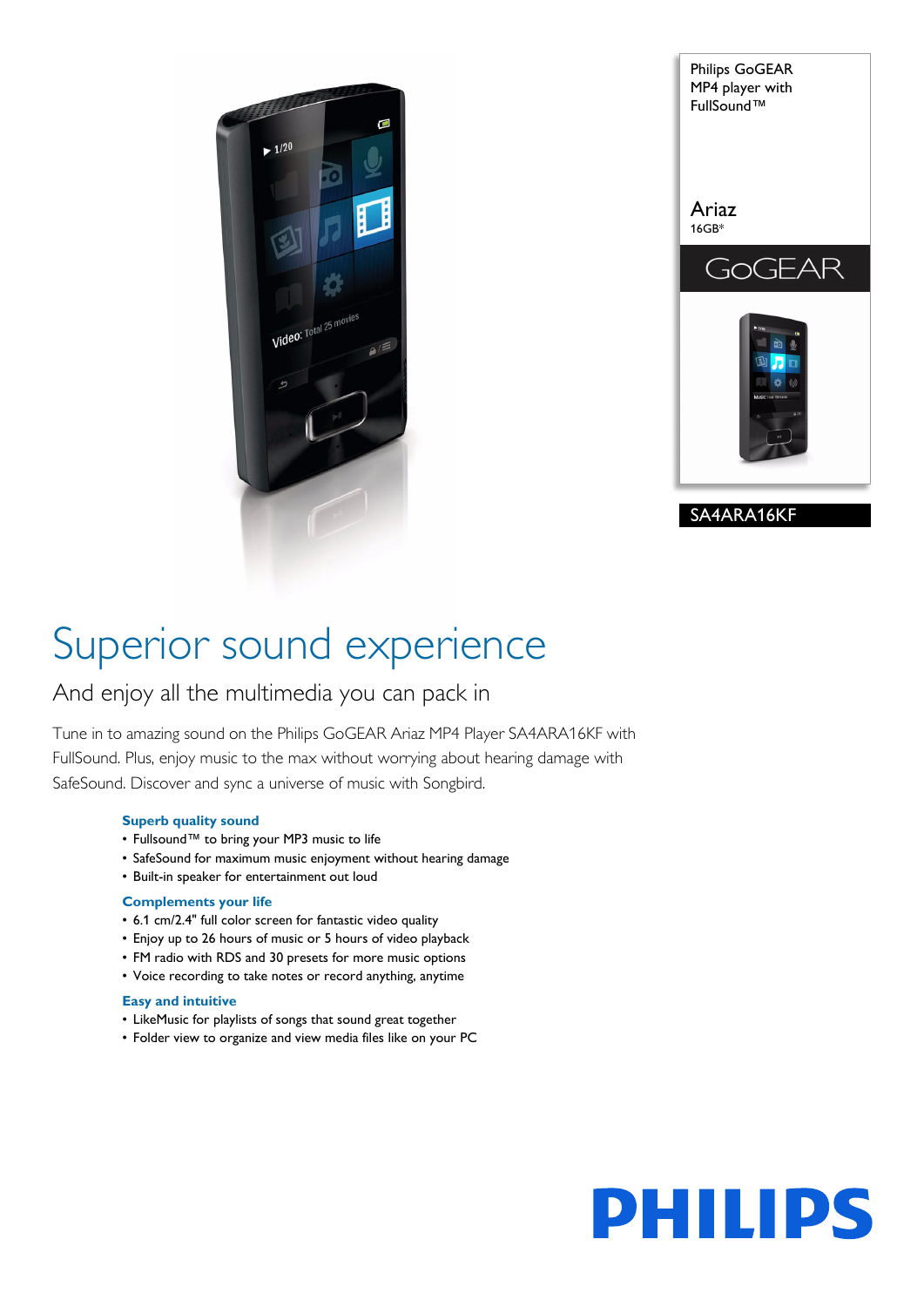Philips GoGEAR MP4 player with FullSound™

Ariaz
16GB*

GoGEAR

SA4ARA16KF

# Superior sound experience

## And enjoy all the multimedia you can pack in

Tune in to amazing sound on the Philips GoGEAR Ariaz MP4 Player SA4ARA16KF with FullSound. Plus, enjoy music to the max without worrying about hearing damage with SafeSound. Discover and sync a universe of music with Songbird.

### Superb quality sound

- Fullsound™ to bring your MP3 music to life
- SafeSound for maximum music enjoyment without hearing damage
- Built-in speaker for entertainment out loud

### Complements your life

- 6.1 cm/2.4" full color screen for fantastic video quality
- Enjoy up to 26 hours of music or 5 hours of video playback
- FM radio with RDS and 30 presets for more music options
- Voice recording to take notes or record anything, anytime

### Easy and intuitive

- LikeMusic for playlists of songs that sound great together
- Folder view to organize and view media files like on your PC

PHILIPS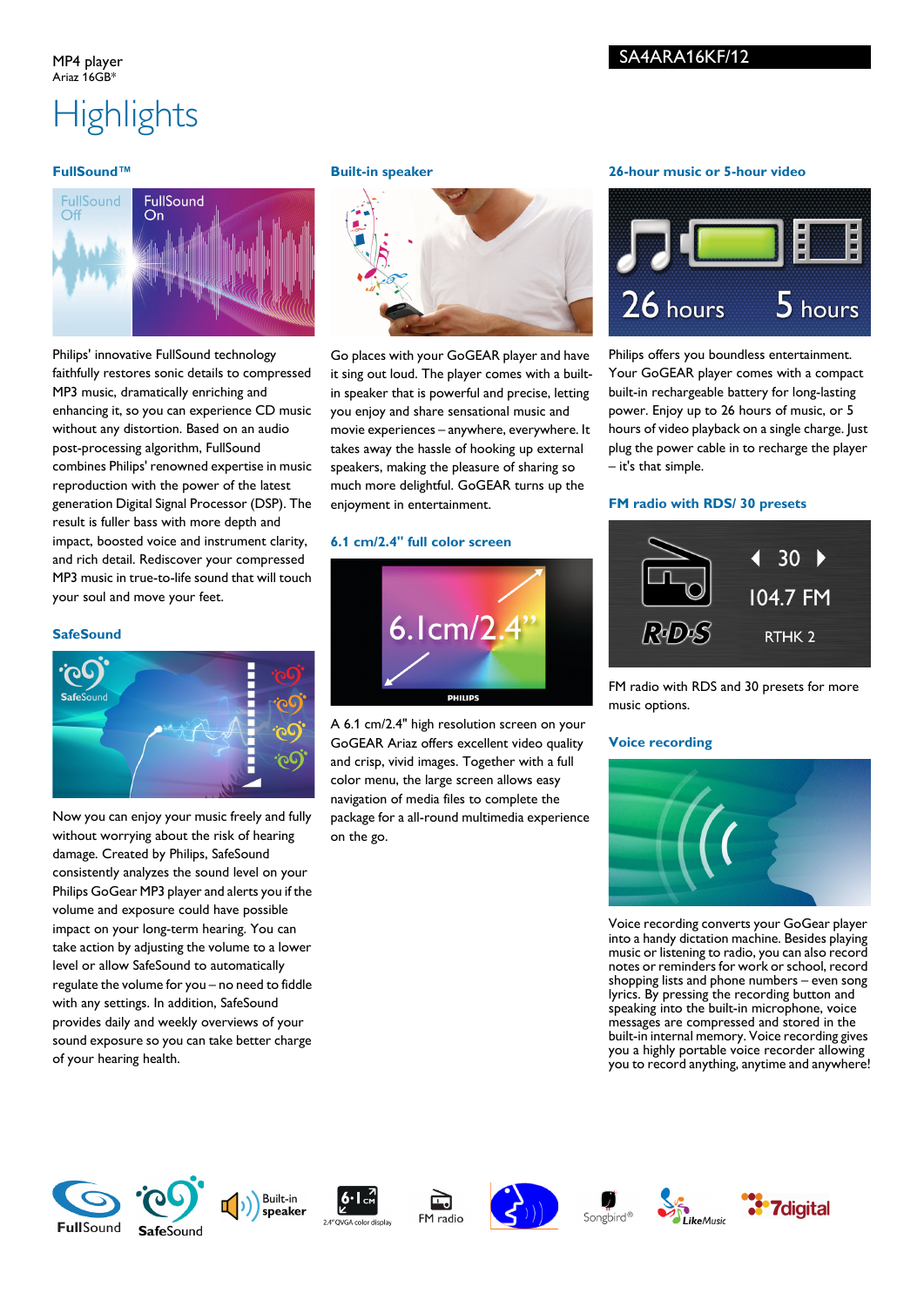MP4 player
Ariaz 16GB*

SA4ARA16KF/12

# Highlights

### FullSound™

Philips' innovative FullSound technology faithfully restores sonic details to compressed MP3 music, dramatically enriching and enhancing it, so you can experience CD music without any distortion. Based on an audio post-processing algorithm, FullSound combines Philips' renowned expertise in music reproduction with the power of the latest generation Digital Signal Processor (DSP). The result is fuller bass with more depth and impact, boosted voice and instrument clarity, and rich detail. Rediscover your compressed MP3 music in true-to-life sound that will touch your soul and move your feet.

### SafeSound

Now you can enjoy your music freely and fully without worrying about the risk of hearing damage. Created by Philips, SafeSound consistently analyzes the sound level on your Philips GoGear MP3 player and alerts you if the volume and exposure could have possible impact on your long-term hearing. You can take action by adjusting the volume to a lower level or allow SafeSound to automatically regulate the volume for you – no need to fiddle with any settings. In addition, SafeSound provides daily and weekly overviews of your sound exposure so you can take better charge of your hearing health.

### Built-in speaker

Go places with your GoGEAR player and have it sing out loud. The player comes with a built-in speaker that is powerful and precise, letting you enjoy and share sensational music and movie experiences – anywhere, everywhere. It takes away the hassle of hooking up external speakers, making the pleasure of sharing so much more delightful. GoGEAR turns up the enjoyment in entertainment.

### 6.1 cm/2.4" full color screen

A 6.1 cm/2.4" high resolution screen on your GoGEAR Ariaz offers excellent video quality and crisp, vivid images. Together with a full color menu, the large screen allows easy navigation of media files to complete the package for a all-round multimedia experience on the go.

### 26-hour music or 5-hour video

Philips offers you boundless entertainment. Your GoGEAR player comes with a compact built-in rechargeable battery for long-lasting power. Enjoy up to 26 hours of music, or 5 hours of video playback on a single charge. Just plug the power cable in to recharge the player – it's that simple.

### FM radio with RDS/ 30 presets

FM radio with RDS and 30 presets for more music options.

### Voice recording

Voice recording converts your GoGear player into a handy dictation machine. Besides playing music or listening to radio, you can also record notes or reminders for work or school, record shopping lists and phone numbers – even song lyrics. By pressing the recording button and speaking into the built-in microphone, voice messages are compressed and stored in the built-in internal memory. Voice recording gives you a highly portable voice recorder allowing you to record anything, anytime and anywhere!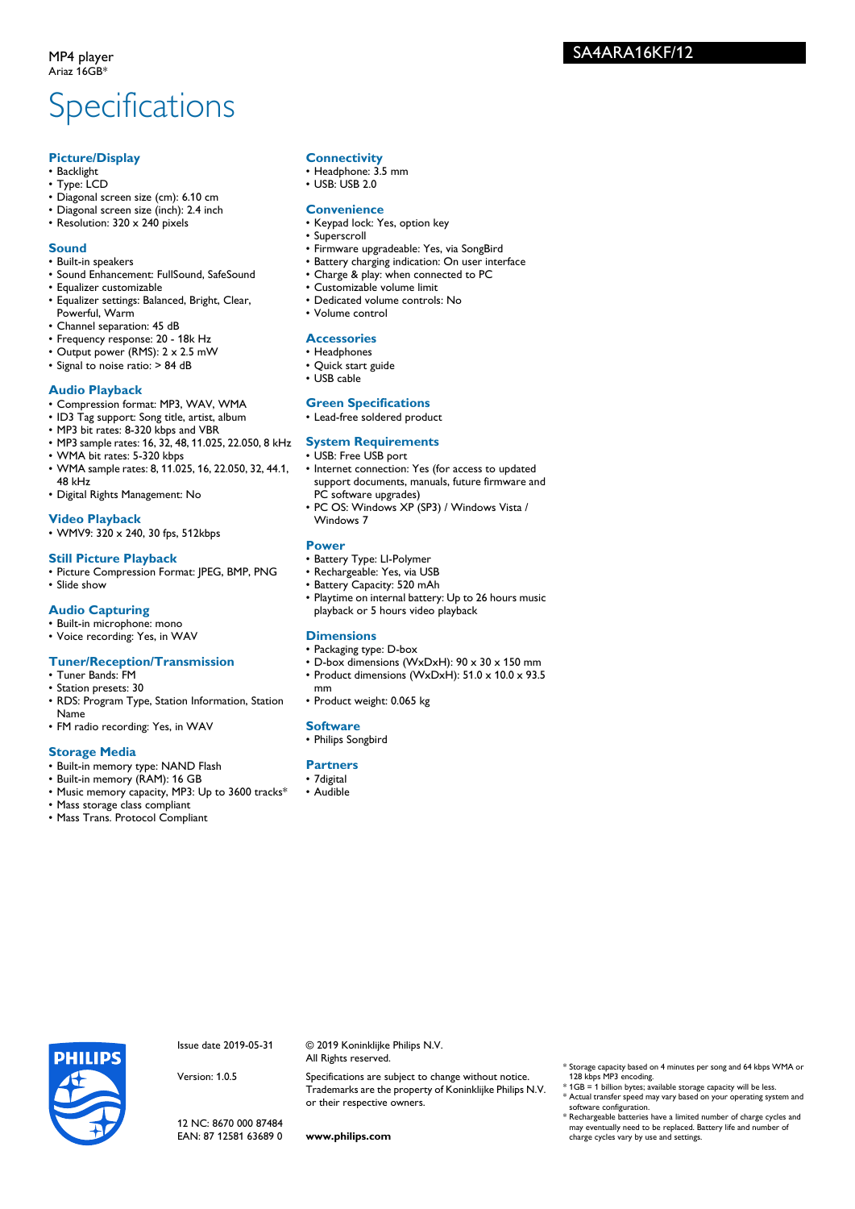MP4 player
Ariaz 16GB*

SA4ARA16KF/12

# Specifications

## Picture/Display
- Backlight
- Type: LCD
- Diagonal screen size (cm): 6.10 cm
- Diagonal screen size (inch): 2.4 inch
- Resolution: 320 x 240 pixels

## Sound
- Built-in speakers
- Sound Enhancement: FullSound, SafeSound
- Equalizer customizable
- Equalizer settings: Balanced, Bright, Clear, Powerful, Warm
- Channel separation: 45 dB
- Frequency response: 20 - 18k Hz
- Output power (RMS): 2 x 2.5 mW
- Signal to noise ratio: > 84 dB

## Audio Playback
- Compression format: MP3, WAV, WMA
- ID3 Tag support: Song title, artist, album
- MP3 bit rates: 8-320 kbps and VBR
- MP3 sample rates: 16, 32, 48, 11.025, 22.050, 8 kHz
- WMA bit rates: 5-320 kbps
- WMA sample rates: 8, 11.025, 16, 22.050, 32, 44.1, 48 kHz
- Digital Rights Management: No

## Video Playback
- WMV9: 320 x 240, 30 fps, 512kbps

## Still Picture Playback
- Picture Compression Format: JPEG, BMP, PNG
- Slide show

## Audio Capturing
- Built-in microphone: mono
- Voice recording: Yes, in WAV

## Tuner/Reception/Transmission
- Tuner Bands: FM
- Station presets: 30
- RDS: Program Type, Station Information, Station Name
- FM radio recording: Yes, in WAV

## Storage Media
- Built-in memory type: NAND Flash
- Built-in memory (RAM): 16 GB
- Music memory capacity, MP3: Up to 3600 tracks*
- Mass storage class compliant
- Mass Trans. Protocol Compliant

## Connectivity
- Headphone: 3.5 mm
- USB: USB 2.0

## Convenience
- Keypad lock: Yes, option key
- Superscroll
- Firmware upgradeable: Yes, via SongBird
- Battery charging indication: On user interface
- Charge & play: when connected to PC
- Customizable volume limit
- Dedicated volume controls: No
- Volume control

## Accessories
- Headphones
- Quick start guide
- USB cable

## Green Specifications
- Lead-free soldered product

## System Requirements
- USB: Free USB port
- Internet connection: Yes (for access to updated support documents, manuals, future firmware and PC software upgrades)
- PC OS: Windows XP (SP3) / Windows Vista / Windows 7

## Power
- Battery Type: LI-Polymer
- Rechargeable: Yes, via USB
- Battery Capacity: 520 mAh
- Playtime on internal battery: Up to 26 hours music playback or 5 hours video playback

## Dimensions
- Packaging type: D-box
- D-box dimensions (WxDxH): 90 x 30 x 150 mm
- Product dimensions (WxDxH): 51.0 x 10.0 x 93.5 mm
- Product weight: 0.065 kg

## Software
- Philips Songbird

## Partners
- 7digital
- Audible

Issue date 2019-05-31

Version: 1.0.5

12 NC: 8670 000 87484
EAN: 87 12581 63689 0

© 2019 Koninklijke Philips N.V.
All Rights reserved.

Specifications are subject to change without notice. Trademarks are the property of Koninklijke Philips N.V. or their respective owners.

**www.philips.com**

\* Storage capacity based on 4 minutes per song and 64 kbps WMA or 128 kbps MP3 encoding.
\* 1GB = 1 billion bytes; available storage capacity will be less.
\* Actual transfer speed may vary based on your operating system and software configuration.
\* Rechargeable batteries have a limited number of charge cycles and may eventually need to be replaced. Battery life and number of charge cycles vary by use and settings.